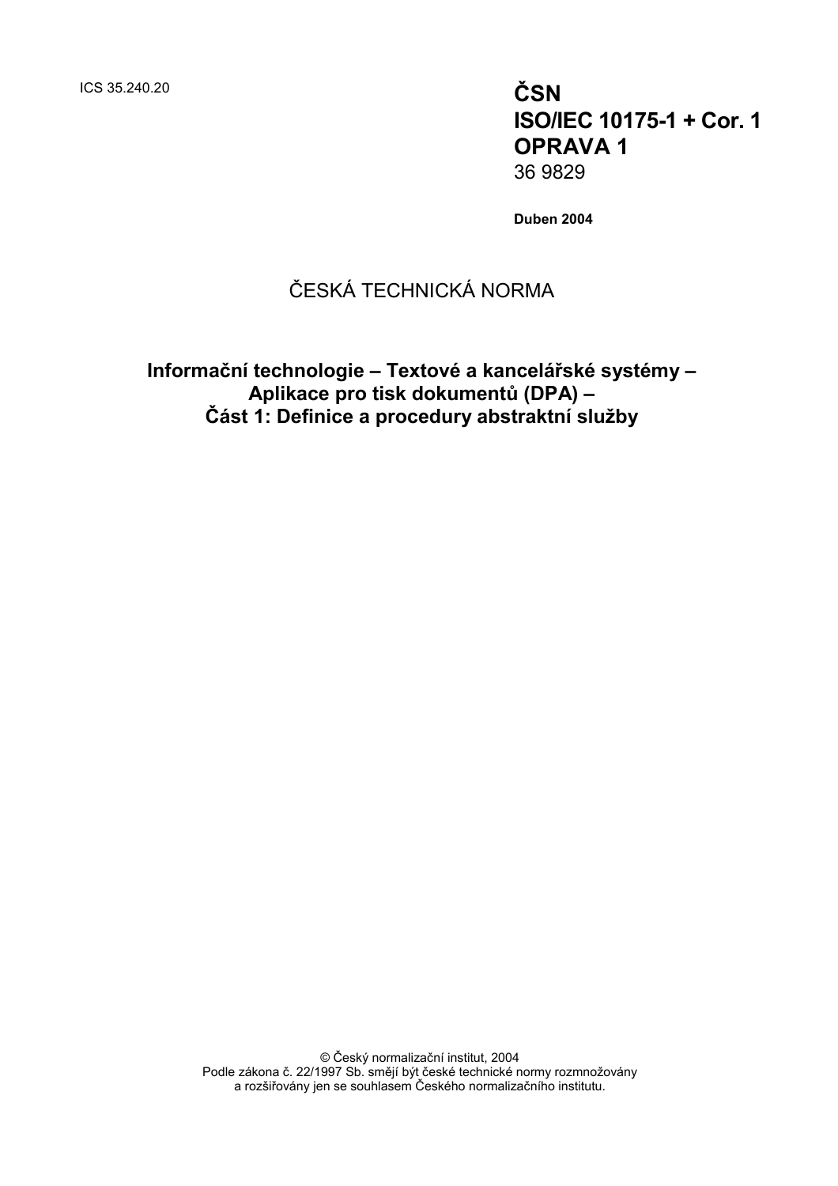ICS 35.240.20

**ČSN**
**ISO/IEC 10175-1 + Cor. 1**
**OPRAVA 1**
36 9829

**Duben 2004**

ČESKÁ TECHNICKÁ NORMA

# Informační technologie – Textové a kancelářské systémy – Aplikace pro tisk dokumentů (DPA) – Část 1: Definice a procedury abstraktní služby

© Český normalizační institut, 2004
Podle zákona č. 22/1997 Sb. smějí být české technické normy rozmnožovány a rozšiřovány jen se souhlasem Českého normalizačního institutu.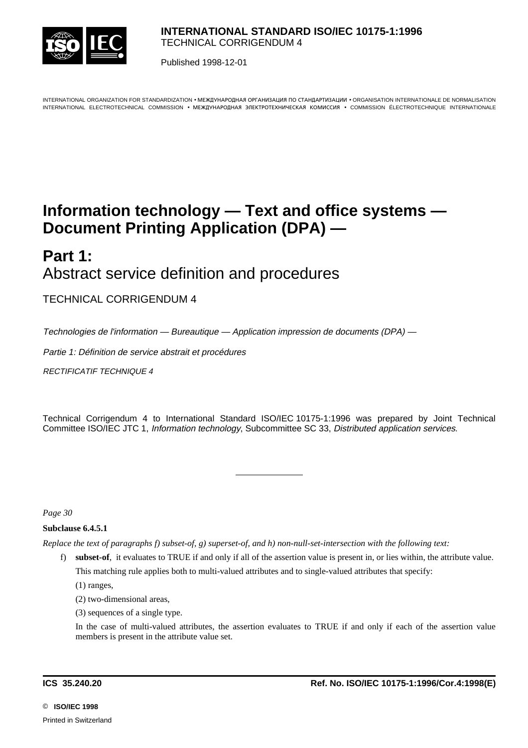**INTERNATIONAL STANDARD ISO/IEC 10175-1:1996**
TECHNICAL CORRIGENDUM 4

Published 1998-12-01

INTERNATIONAL ORGANIZATION FOR STANDARDIZATION • МЕЖДУНАРОДНАЯ ОРГАНИЗАЦИЯ ПО СТАНДАРТИЗАЦИИ • ORGANISATION INTERNATIONALE DE NORMALISATION
INTERNATIONAL ELECTROTECHNICAL COMMISSION • МЕЖДУНАРОДНАЯ ЭЛЕКТРОТЕХНИЧЕСКАЯ КОМИССИЯ • COMMISSION ÉLECTROTECHNIQUE INTERNATIONALE

# Information technology — Text and office systems — Document Printing Application (DPA) —

# Part 1:
Abstract service definition and procedures

TECHNICAL CORRIGENDUM 4

*Technologies de l'information — Bureautique — Application impression de documents (DPA) —*

*Partie 1: Définition de service abstrait et procédures*

*RECTIFICATIF TECHNIQUE 4*

Technical Corrigendum 4 to International Standard ISO/IEC 10175-1:1996 was prepared by Joint Technical Committee ISO/IEC JTC 1, *Information technology*, Subcommittee SC 33, *Distributed application services*.

---

*Page 30*

**Subclause 6.4.5.1**

*Replace the text of paragraphs f) subset-of, g) superset-of, and h) non-null-set-intersection with the following text:*

f) **subset-of**, it evaluates to TRUE if and only if all of the assertion value is present in, or lies within, the attribute value.

This matching rule applies both to multi-valued attributes and to single-valued attributes that specify:

(1) ranges,

(2) two-dimensional areas,

(3) sequences of a single type.

In the case of multi-valued attributes, the assertion evaluates to TRUE if and only if each of the assertion value members is present in the attribute value set.

**ICS 35.240.20** **Ref. No. ISO/IEC 10175-1:1996/Cor.4:1998(E)**

© **ISO/IEC 1998**

Printed in Switzerland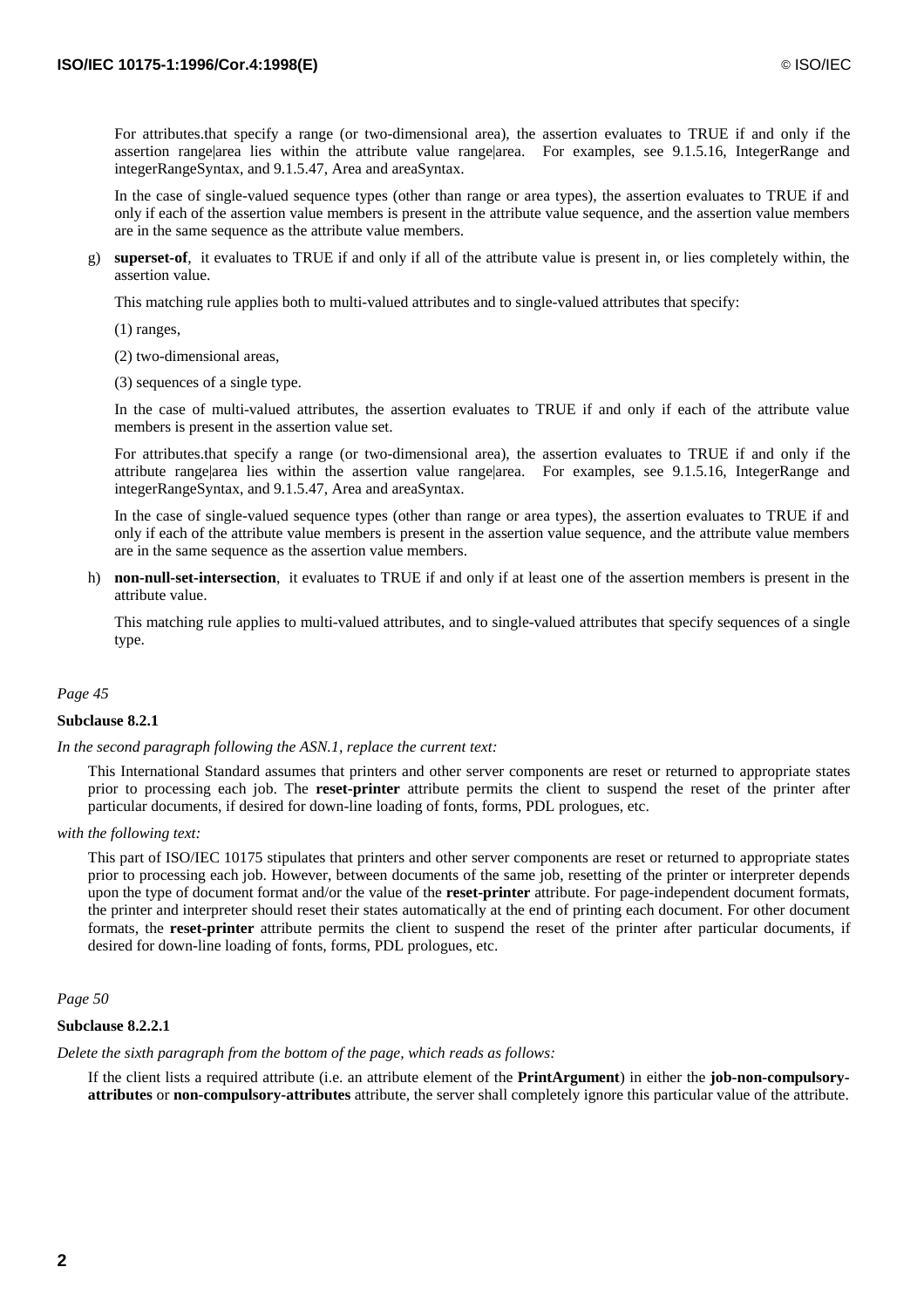For attributes.that specify a range (or two-dimensional area), the assertion evaluates to TRUE if and only if the assertion range|area lies within the attribute value range|area. For examples, see 9.1.5.16, IntegerRange and integerRangeSyntax, and 9.1.5.47, Area and areaSyntax.

In the case of single-valued sequence types (other than range or area types), the assertion evaluates to TRUE if and only if each of the assertion value members is present in the attribute value sequence, and the assertion value members are in the same sequence as the attribute value members.

g) **superset-of**, it evaluates to TRUE if and only if all of the attribute value is present in, or lies completely within, the assertion value.

   This matching rule applies both to multi-valued attributes and to single-valued attributes that specify:

   (1) ranges,

   (2) two-dimensional areas,

   (3) sequences of a single type.

   In the case of multi-valued attributes, the assertion evaluates to TRUE if and only if each of the attribute value members is present in the assertion value set.

   For attributes.that specify a range (or two-dimensional area), the assertion evaluates to TRUE if and only if the attribute range|area lies within the assertion value range|area. For examples, see 9.1.5.16, IntegerRange and integerRangeSyntax, and 9.1.5.47, Area and areaSyntax.

   In the case of single-valued sequence types (other than range or area types), the assertion evaluates to TRUE if and only if each of the attribute value members is present in the assertion value sequence, and the attribute value members are in the same sequence as the assertion value members.

h) **non-null-set-intersection**, it evaluates to TRUE if and only if at least one of the assertion members is present in the attribute value.

   This matching rule applies to multi-valued attributes, and to single-valued attributes that specify sequences of a single type.

*Page 45*

**Subclause 8.2.1**

*In the second paragraph following the ASN.1, replace the current text:*

> This International Standard assumes that printers and other server components are reset or returned to appropriate states prior to processing each job. The **reset-printer** attribute permits the client to suspend the reset of the printer after particular documents, if desired for down-line loading of fonts, forms, PDL prologues, etc.

*with the following text:*

> This part of ISO/IEC 10175 stipulates that printers and other server components are reset or returned to appropriate states prior to processing each job. However, between documents of the same job, resetting of the printer or interpreter depends upon the type of document format and/or the value of the **reset-printer** attribute. For page-independent document formats, the printer and interpreter should reset their states automatically at the end of printing each document. For other document formats, the **reset-printer** attribute permits the client to suspend the reset of the printer after particular documents, if desired for down-line loading of fonts, forms, PDL prologues, etc.

*Page 50*

**Subclause 8.2.2.1**

*Delete the sixth paragraph from the bottom of the page, which reads as follows:*

> If the client lists a required attribute (i.e. an attribute element of the **PrintArgument**) in either the **job-non-compulsory-attributes** or **non-compulsory-attributes** attribute, the server shall completely ignore this particular value of the attribute.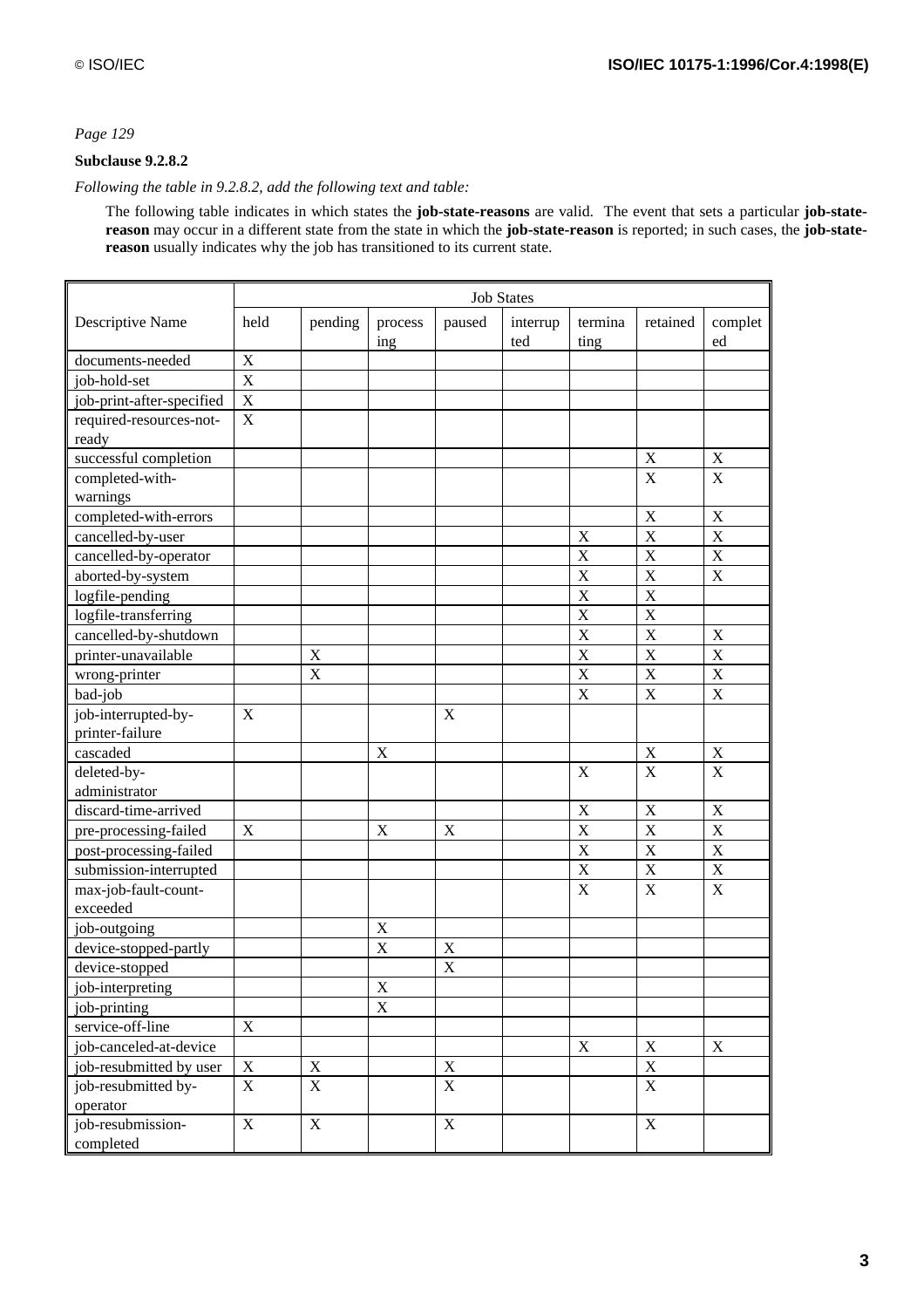*Page 129*

**Subclause 9.2.8.2**

*Following the table in 9.2.8.2, add the following text and table:*

The following table indicates in which states the **job-state-reasons** are valid. The event that sets a particular **job-state-reason** may occur in a different state from the state in which the **job-state-reason** is reported; in such cases, the **job-state-reason** usually indicates why the job has transitioned to its current state.

| | Job States | | | | | | | |
|---|---|---|---|---|---|---|---|---|
| Descriptive Name | held | pending | processing | paused | interrupted | terminating | retained | completed |
| documents-needed | X | | | | | | | |
| job-hold-set | X | | | | | | | |
| job-print-after-specified | X | | | | | | | |
| required-resources-not-ready | X | | | | | | | |
| successful completion | | | | | | | X | X |
| completed-with-warnings | | | | | | | X | X |
| completed-with-errors | | | | | | | X | X |
| cancelled-by-user | | | | | | X | X | X |
| cancelled-by-operator | | | | | | X | X | X |
| aborted-by-system | | | | | | X | X | X |
| logfile-pending | | | | | | X | X | |
| logfile-transferring | | | | | | X | X | |
| cancelled-by-shutdown | | | | | | X | X | X |
| printer-unavailable | | X | | | | X | X | X |
| wrong-printer | | X | | | | X | X | X |
| bad-job | | | | | | X | X | X |
| job-interrupted-by-printer-failure | X | | | X | | | | |
| cascaded | | | X | | | | X | X |
| deleted-by-administrator | | | | | | X | X | X |
| discard-time-arrived | | | | | | X | X | X |
| pre-processing-failed | X | | X | X | | X | X | X |
| post-processing-failed | | | | | | X | X | X |
| submission-interrupted | | | | | | X | X | X |
| max-job-fault-count-exceeded | | | | | | X | X | X |
| job-outgoing | | | X | | | | | |
| device-stopped-partly | | | X | X | | | | |
| device-stopped | | | | X | | | | |
| job-interpreting | | | X | | | | | |
| job-printing | | | X | | | | | |
| service-off-line | X | | | | | | | |
| job-canceled-at-device | | | | | | X | X | X |
| job-resubmitted by user | X | X | | X | | | X | |
| job-resubmitted by-operator | X | X | | X | | | X | |
| job-resubmission-completed | X | X | | X | | | X | |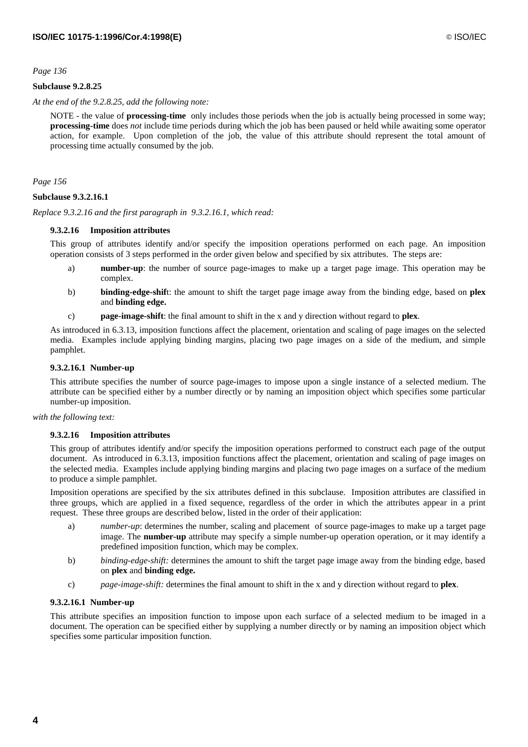*Page 136*

**Subclause 9.2.8.25**

*At the end of the 9.2.8.25, add the following note:*

NOTE - the value of **processing-time** only includes those periods when the job is actually being processed in some way; **processing-time** does *not* include time periods during which the job has been paused or held while awaiting some operator action, for example. Upon completion of the job, the value of this attribute should represent the total amount of processing time actually consumed by the job.

*Page 156*

**Subclause 9.3.2.16.1**

*Replace 9.3.2.16 and the first paragraph in 9.3.2.16.1, which read:*

**9.3.2.16 Imposition attributes**

This group of attributes identify and/or specify the imposition operations performed on each page. An imposition operation consists of 3 steps performed in the order given below and specified by six attributes. The steps are:

a) **number-up**: the number of source page-images to make up a target page image. This operation may be complex.

b) **binding-edge-shif**t: the amount to shift the target page image away from the binding edge, based on **plex** and **binding edge.**

c) **page-image-shift**: the final amount to shift in the x and y direction without regard to **plex**.

As introduced in 6.3.13, imposition functions affect the placement, orientation and scaling of page images on the selected media. Examples include applying binding margins, placing two page images on a side of the medium, and simple pamphlet.

**9.3.2.16.1 Number-up**

This attribute specifies the number of source page-images to impose upon a single instance of a selected medium. The attribute can be specified either by a number directly or by naming an imposition object which specifies some particular number-up imposition.

*with the following text:*

**9.3.2.16 Imposition attributes**

This group of attributes identify and/or specify the imposition operations performed to construct each page of the output document. As introduced in 6.3.13, imposition functions affect the placement, orientation and scaling of page images on the selected media. Examples include applying binding margins and placing two page images on a surface of the medium to produce a simple pamphlet.

Imposition operations are specified by the six attributes defined in this subclause. Imposition attributes are classified in three groups, which are applied in a fixed sequence, regardless of the order in which the attributes appear in a print request. These three groups are described below, listed in the order of their application:

a) *number-up*: determines the number, scaling and placement of source page-images to make up a target page image. The **number-up** attribute may specify a simple number-up operation operation, or it may identify a predefined imposition function, which may be complex.

b) *binding-edge-shift:* determines the amount to shift the target page image away from the binding edge, based on **plex** and **binding edge.**

c) *page-image-shift:* determines the final amount to shift in the x and y direction without regard to **plex**.

**9.3.2.16.1 Number-up**

This attribute specifies an imposition function to impose upon each surface of a selected medium to be imaged in a document. The operation can be specified either by supplying a number directly or by naming an imposition object which specifies some particular imposition function.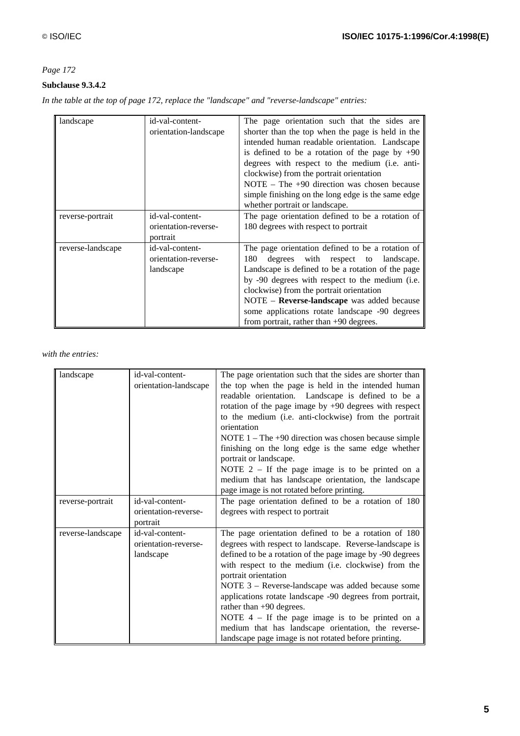*Page 172*

**Subclause 9.3.4.2**

*In the table at the top of page 172, replace the "landscape" and "reverse-landscape" entries:*

| | | |
|---|---|---|
| landscape | id-val-content-orientation-landscape | The page orientation such that the sides are shorter than the top when the page is held in the intended human readable orientation. Landscape is defined to be a rotation of the page by +90 degrees with respect to the medium (i.e. anti-clockwise) from the portrait orientation<br>NOTE – The +90 direction was chosen because simple finishing on the long edge is the same edge whether portrait or landscape. |
| reverse-portrait | id-val-content-orientation-reverse-portrait | The page orientation defined to be a rotation of 180 degrees with respect to portrait |
| reverse-landscape | id-val-content-orientation-reverse-landscape | The page orientation defined to be a rotation of 180 degrees with respect to landscape. Landscape is defined to be a rotation of the page by -90 degrees with respect to the medium (i.e. clockwise) from the portrait orientation<br>NOTE – **Reverse-landscape** was added because some applications rotate landscape -90 degrees from portrait, rather than +90 degrees. |

*with the entries:*

| | | |
|---|---|---|
| landscape | id-val-content-orientation-landscape | The page orientation such that the sides are shorter than the top when the page is held in the intended human readable orientation. Landscape is defined to be a rotation of the page image by +90 degrees with respect to the medium (i.e. anti-clockwise) from the portrait orientation<br>NOTE 1 – The +90 direction was chosen because simple finishing on the long edge is the same edge whether portrait or landscape.<br>NOTE 2 – If the page image is to be printed on a medium that has landscape orientation, the landscape page image is not rotated before printing. |
| reverse-portrait | id-val-content-orientation-reverse-portrait | The page orientation defined to be a rotation of 180 degrees with respect to portrait |
| reverse-landscape | id-val-content-orientation-reverse-landscape | The page orientation defined to be a rotation of 180 degrees with respect to landscape. Reverse-landscape is defined to be a rotation of the page image by -90 degrees with respect to the medium (i.e. clockwise) from the portrait orientation<br>NOTE 3 – Reverse-landscape was added because some applications rotate landscape -90 degrees from portrait, rather than +90 degrees.<br>NOTE 4 – If the page image is to be printed on a medium that has landscape orientation, the reverse-landscape page image is not rotated before printing. |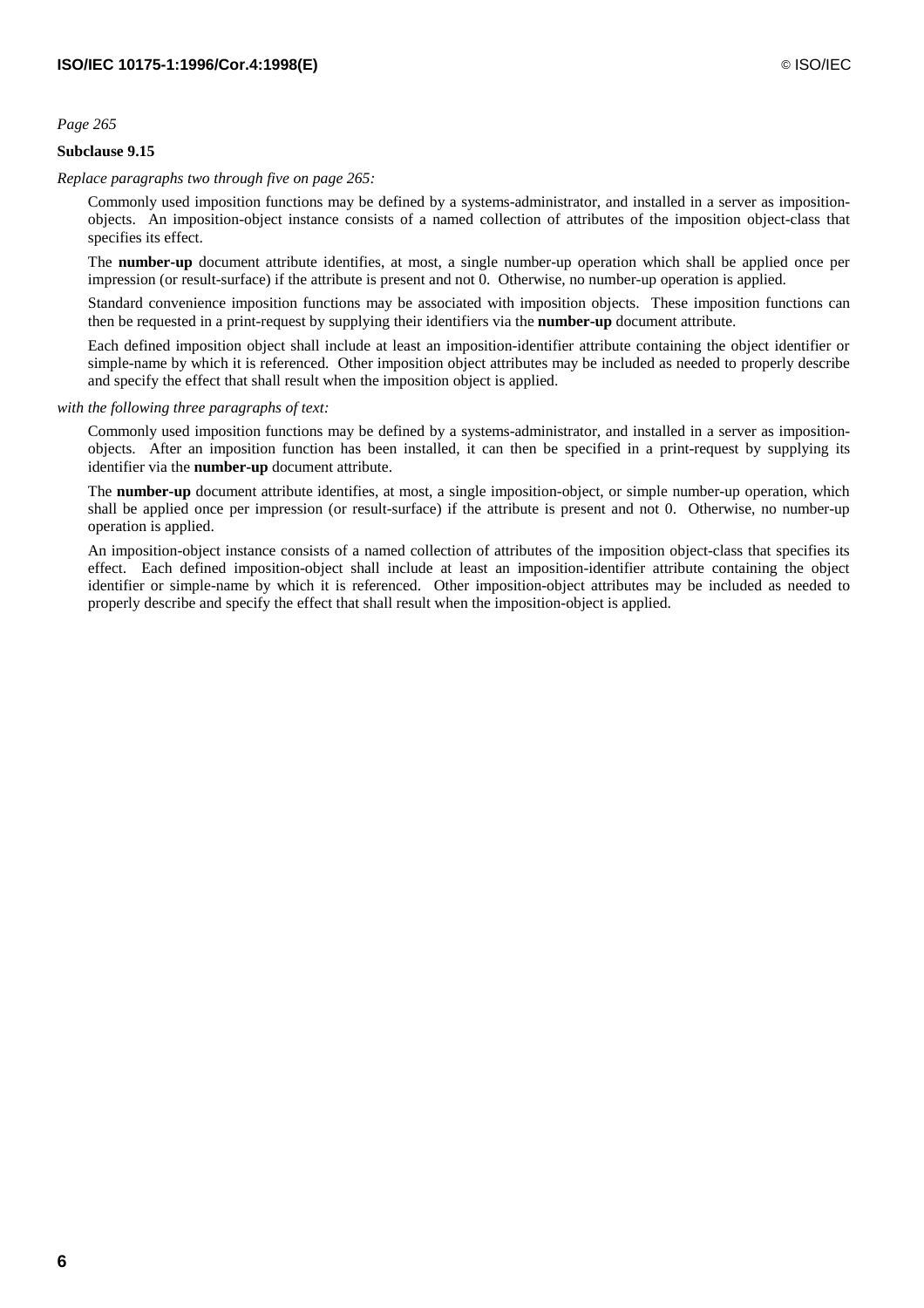*Page 265*

**Subclause 9.15**

*Replace paragraphs two through five on page 265:*

Commonly used imposition functions may be defined by a systems-administrator, and installed in a server as imposition-objects. An imposition-object instance consists of a named collection of attributes of the imposition object-class that specifies its effect.

The **number-up** document attribute identifies, at most, a single number-up operation which shall be applied once per impression (or result-surface) if the attribute is present and not 0. Otherwise, no number-up operation is applied.

Standard convenience imposition functions may be associated with imposition objects. These imposition functions can then be requested in a print-request by supplying their identifiers via the **number-up** document attribute.

Each defined imposition object shall include at least an imposition-identifier attribute containing the object identifier or simple-name by which it is referenced. Other imposition object attributes may be included as needed to properly describe and specify the effect that shall result when the imposition object is applied.

*with the following three paragraphs of text:*

Commonly used imposition functions may be defined by a systems-administrator, and installed in a server as imposition-objects. After an imposition function has been installed, it can then be specified in a print-request by supplying its identifier via the **number-up** document attribute.

The **number-up** document attribute identifies, at most, a single imposition-object, or simple number-up operation, which shall be applied once per impression (or result-surface) if the attribute is present and not 0. Otherwise, no number-up operation is applied.

An imposition-object instance consists of a named collection of attributes of the imposition object-class that specifies its effect. Each defined imposition-object shall include at least an imposition-identifier attribute containing the object identifier or simple-name by which it is referenced. Other imposition-object attributes may be included as needed to properly describe and specify the effect that shall result when the imposition-object is applied.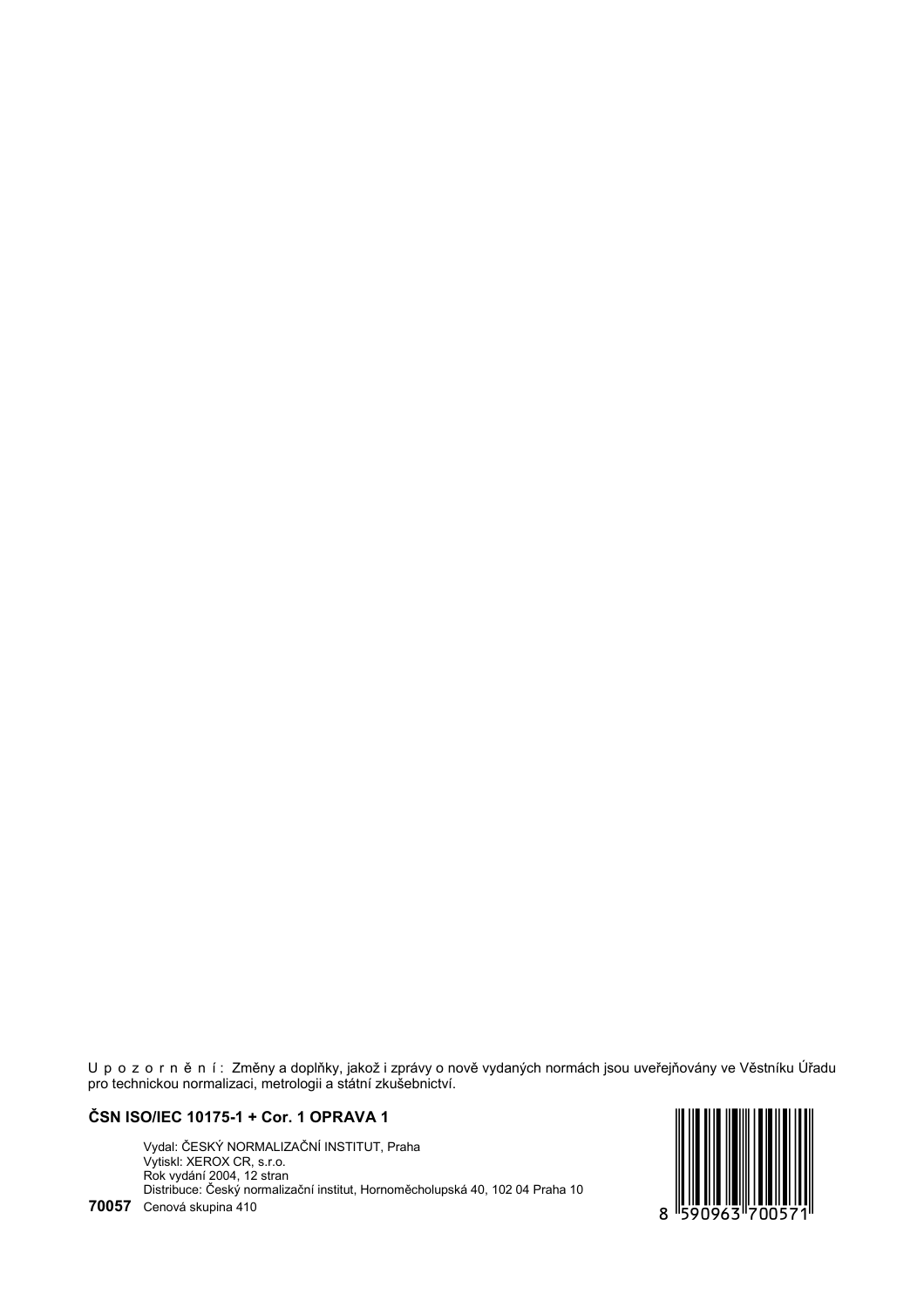U p o z o r n ě n í : Změny a doplňky, jakož i zprávy o nově vydaných normách jsou uveřejňovány ve Věstníku Úřadu pro technickou normalizaci, metrologii a státní zkušebnictví.

**ČSN ISO/IEC 10175-1 + Cor. 1 OPRAVA 1**

Vydal: ČESKÝ NORMALIZAČNÍ INSTITUT, Praha
Vytiskl: XEROX CR, s.r.o.
Rok vydání 2004, 12 stran
Distribuce: Český normalizační institut, Hornoměcholupská 40, 102 04 Praha 10

**70057** Cenová skupina 410

8 590963 700571